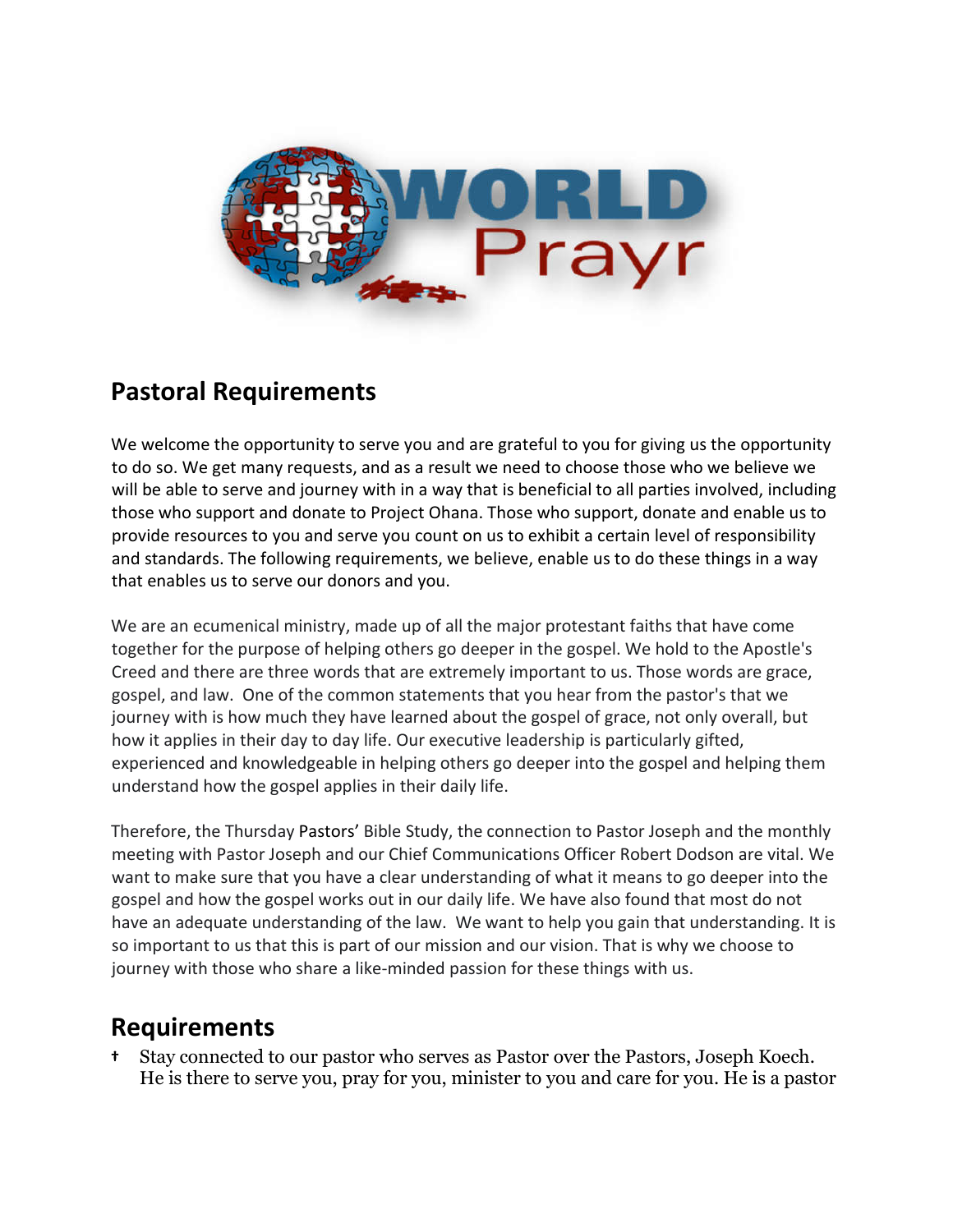## Pastoral Requirements

We welcome the opportunity to serve you and are grateful to you for giving us the opportunity to do so. We get many requests, and as a result we need to choose those who we believe we will be able to serve and journey with in a way that is beneficial to all parties involved, including those who support and donate to Project Ohana. Those who support, donate and enable us to provide resources to you and serve you count on us to exhibit a certain level of responsibility and standards. The following requirements, we believe, enable us to do these things in a way that enables us to serve our donors and you.

We are an ecumenical ministry, made up of all the major protestant faiths that have come together for the purpose of helping others go deeper in the gospel. We hold to the Apostle's Creed and there are three words that are extremely important to us. Those words are grace, gospel, and law. One of the common statements that you hear from the pastor's that we journey with is how much they have learned about the gospel of grace, not only overall, but how it applies in their day to day life. Our executive leadership is particularly gifted, experienced and knowledgeable in helping others go deeper into the gospel and helping them understand how the gospel applies in their daily life.

Therefore, the Thursday Pastors' Bible Study, the connection to Pastor Joseph and the monthly meeting with Pastor Joseph and our Chief Communications Officer Robert Dodson are vital. We want to make sure that you have a clear understanding of what it means to go deeper into the gospel and how the gospel works out in our daily life. We have also found that most do not have an adequate understanding of the law. We want to help you gain that understanding. It is so important to us that this is part of our mission and our vision. That is why we choose to journey with those who share a like-minded passion for these things with us.

## Requirements

- Stay connected to our pastor who serves as Pastor over the Pastors, Joseph Koech. He is there to serve you, pray for you, minister to you and care for you. He is a pastor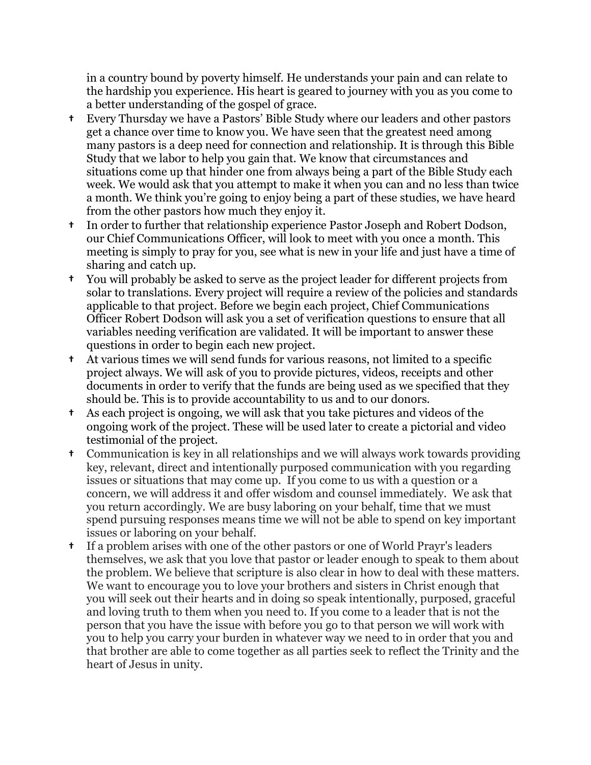in a country bound by poverty himself. He understands your pain and can relate to the hardship you experience. His heart is geared to journey with you as you come to a better understanding of the gospel of grace.

- Every Thursday we have a Pastors' Bible Study where our leaders and other pastors get a chance over time to know you. We have seen that the greatest need among many pastors is a deep need for connection and relationship. It is through this Bible Study that we labor to help you gain that. We know that circumstances and situations come up that hinder one from always being a part of the Bible Study each week. We would ask that you attempt to make it when you can and no less than twice a month. We think you're going to enjoy being a part of these studies, we have heard from the other pastors how much they enjoy it.
- In order to further that relationship experience Pastor Joseph and Robert Dodson, our Chief Communications Officer, will look to meet with you once a month. This meeting is simply to pray for you, see what is new in your life and just have a time of sharing and catch up.
- You will probably be asked to serve as the project leader for different projects from solar to translations. Every project will require a review of the policies and standards applicable to that project. Before we begin each project, Chief Communications Officer Robert Dodson will ask you a set of verification questions to ensure that all variables needing verification are validated. It will be important to answer these questions in order to begin each new project.
- At various times we will send funds for various reasons, not limited to a specific project always. We will ask of you to provide pictures, videos, receipts and other documents in order to verify that the funds are being used as we specified that they should be. This is to provide accountability to us and to our donors.
- As each project is ongoing, we will ask that you take pictures and videos of the ongoing work of the project. These will be used later to create a pictorial and video testimonial of the project.
- Communication is key in all relationships and we will always work towards providing key, relevant, direct and intentionally purposed communication with you regarding issues or situations that may come up. If you come to us with a question or a concern, we will address it and offer wisdom and counsel immediately. We ask that you return accordingly. We are busy laboring on your behalf, time that we must spend pursuing responses means time we will not be able to spend on key important issues or laboring on your behalf.
- If a problem arises with one of the other pastors or one of World Prayr's leaders themselves, we ask that you love that pastor or leader enough to speak to them about the problem. We believe that scripture is also clear in how to deal with these matters. We want to encourage you to love your brothers and sisters in Christ enough that you will seek out their hearts and in doing so speak intentionally, purposed, graceful and loving truth to them when you need to. If you come to a leader that is not the person that you have the issue with before you go to that person we will work with you to help you carry your burden in whatever way we need to in order that you and that brother are able to come together as all parties seek to reflect the Trinity and the heart of Jesus in unity.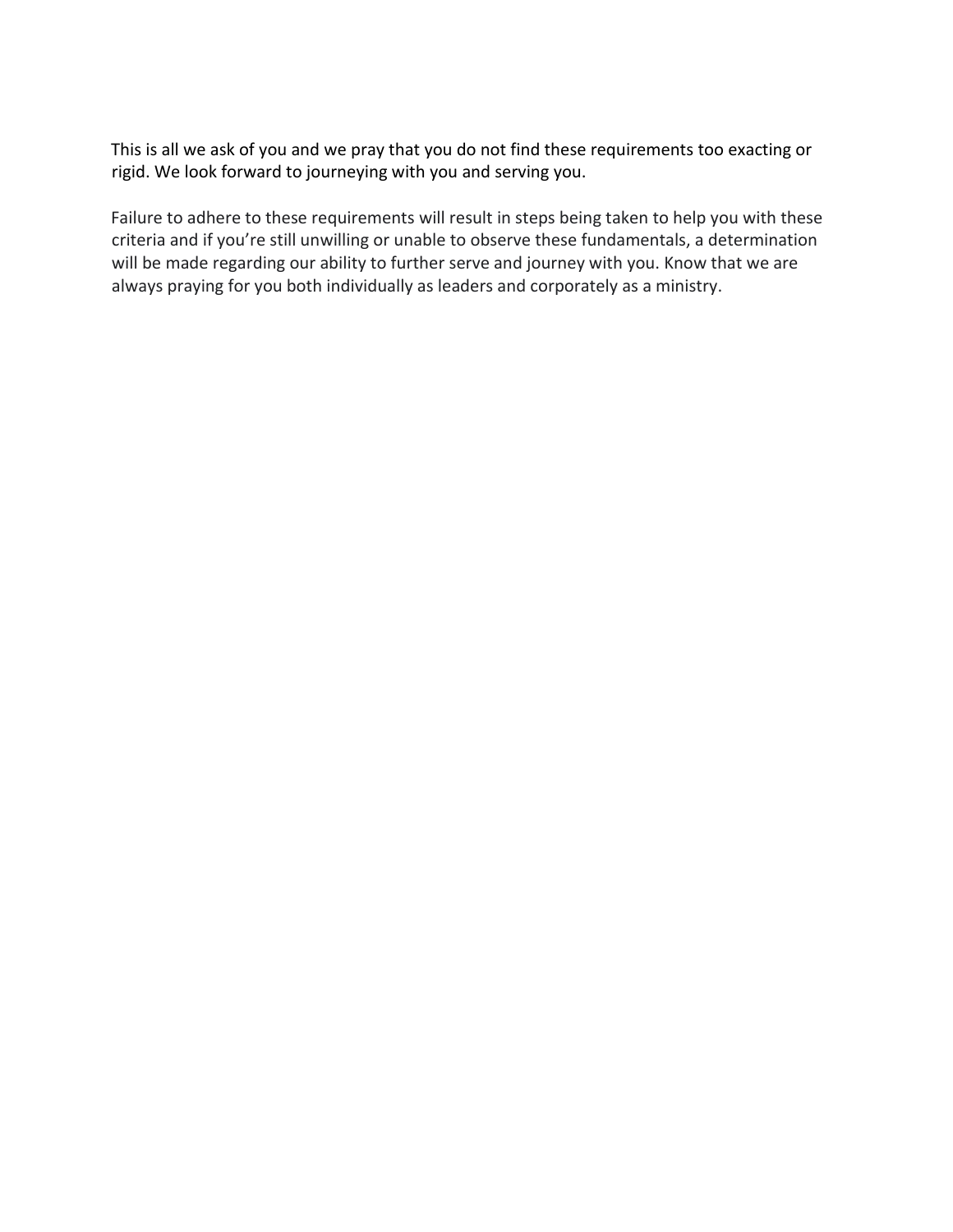This is all we ask of you and we pray that you do not find these requirements too exacting or rigid. We look forward to journeying with you and serving you.

Failure to adhere to these requirements will result in steps being taken to help you with these criteria and if you're still unwilling or unable to observe these fundamentals, a determination will be made regarding our ability to further serve and journey with you. Know that we are always praying for you both individually as leaders and corporately as a ministry.